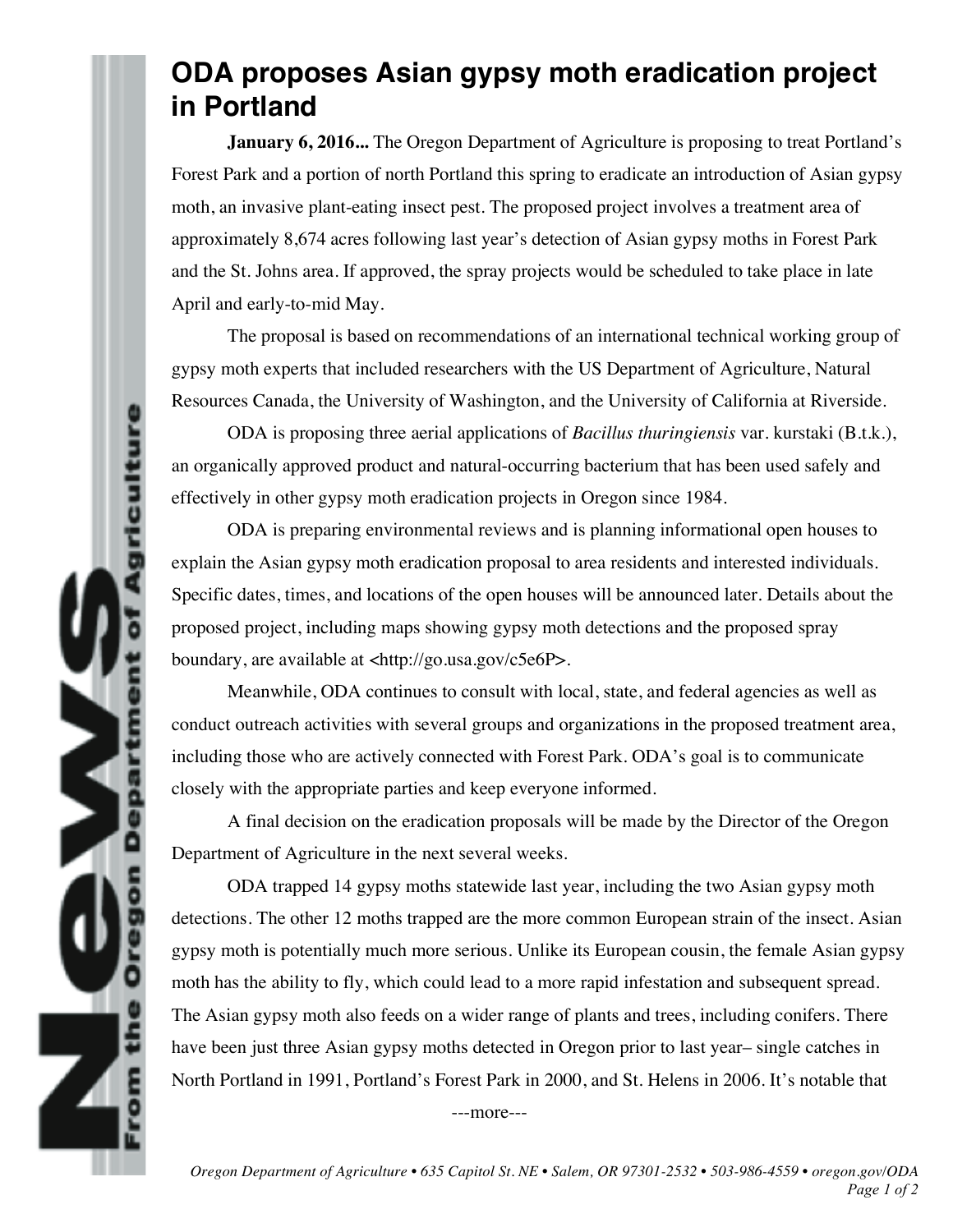# ODA proposes Asian gypsy moth eradication project in Portland

**January 6, 2016...** The Oregon Department of Agriculture is proposing to treat Portland's Forest Park and a portion of north Portland this spring to eradicate an introduction of Asian gypsy moth, an invasive plant-eating insect pest. The proposed project involves a treatment area of approximately 8,674 acres following last year's detection of Asian gypsy moths in Forest Park and the St. Johns area. If approved, the spray projects would be scheduled to take place in late April and early-to-mid May.

The proposal is based on recommendations of an international technical working group of gypsy moth experts that included researchers with the US Department of Agriculture, Natural Resources Canada, the University of Washington, and the University of California at Riverside.

ODA is proposing three aerial applications of *Bacillus thuringiensis* var. kurstaki (B.t.k.), an organically approved product and natural-occurring bacterium that has been used safely and effectively in other gypsy moth eradication projects in Oregon since 1984.

ODA is preparing environmental reviews and is planning informational open houses to explain the Asian gypsy moth eradication proposal to area residents and interested individuals. Specific dates, times, and locations of the open houses will be announced later. Details about the proposed project, including maps showing gypsy moth detections and the proposed spray boundary, are available at <http://go.usa.gov/c5e6P>.

Meanwhile, ODA continues to consult with local, state, and federal agencies as well as conduct outreach activities with several groups and organizations in the proposed treatment area, including those who are actively connected with Forest Park. ODA's goal is to communicate closely with the appropriate parties and keep everyone informed.

A final decision on the eradication proposals will be made by the Director of the Oregon Department of Agriculture in the next several weeks.

ODA trapped 14 gypsy moths statewide last year, including the two Asian gypsy moth detections. The other 12 moths trapped are the more common European strain of the insect. Asian gypsy moth is potentially much more serious. Unlike its European cousin, the female Asian gypsy moth has the ability to fly, which could lead to a more rapid infestation and subsequent spread. The Asian gypsy moth also feeds on a wider range of plants and trees, including conifers. There have been just three Asian gypsy moths detected in Oregon prior to last year– single catches in North Portland in 1991, Portland's Forest Park in 2000, and St. Helens in 2006. It's notable that

---more---

*Oregon Department of Agriculture • 635 Capitol St. NE • Salem, OR 97301-2532 • 503-986-4559 • oregon.gov/ODA*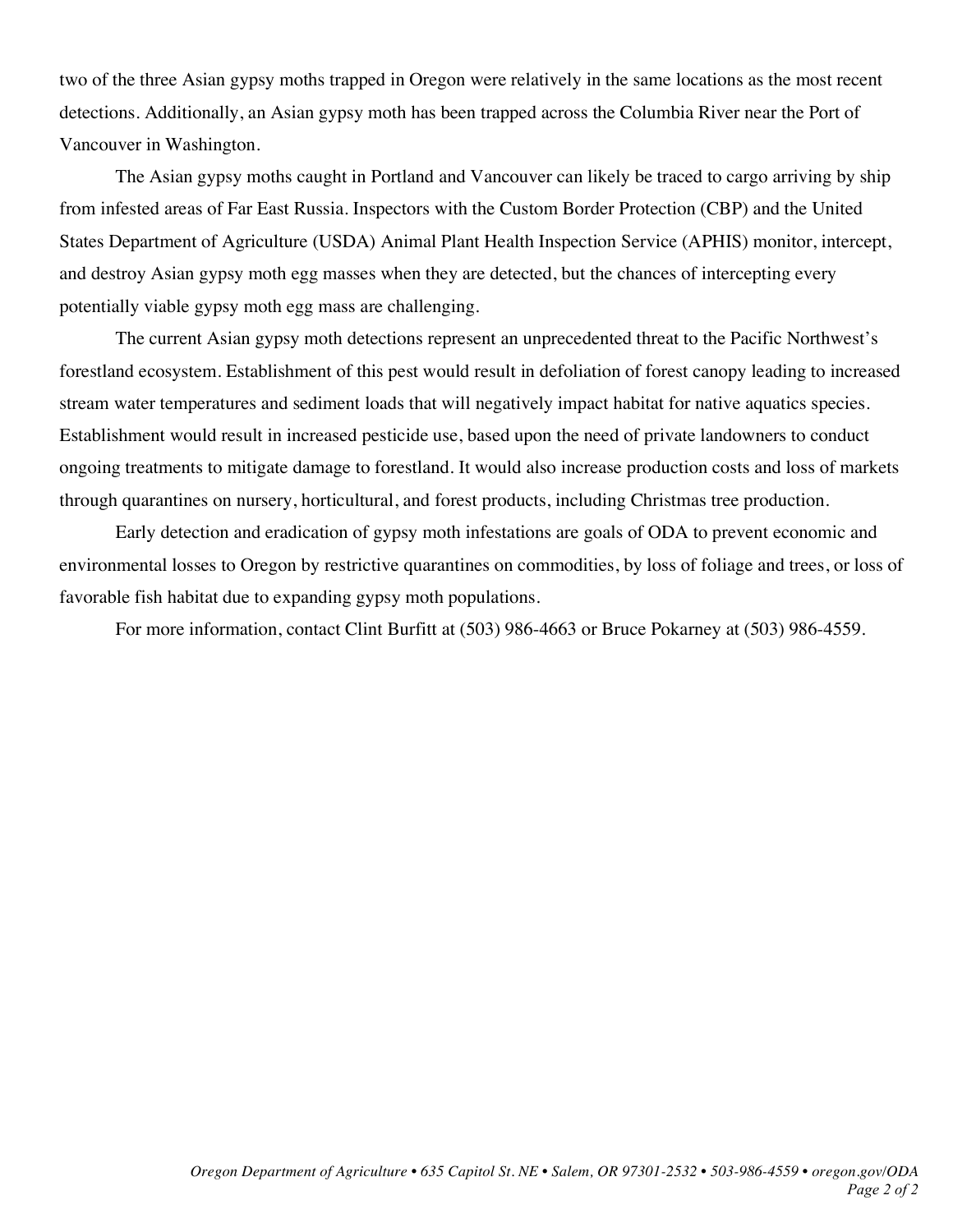two of the three Asian gypsy moths trapped in Oregon were relatively in the same locations as the most recent detections. Additionally, an Asian gypsy moth has been trapped across the Columbia River near the Port of Vancouver in Washington.

The Asian gypsy moths caught in Portland and Vancouver can likely be traced to cargo arriving by ship from infested areas of Far East Russia. Inspectors with the Custom Border Protection (CBP) and the United States Department of Agriculture (USDA) Animal Plant Health Inspection Service (APHIS) monitor, intercept, and destroy Asian gypsy moth egg masses when they are detected, but the chances of intercepting every potentially viable gypsy moth egg mass are challenging.

The current Asian gypsy moth detections represent an unprecedented threat to the Pacific Northwest's forestland ecosystem. Establishment of this pest would result in defoliation of forest canopy leading to increased stream water temperatures and sediment loads that will negatively impact habitat for native aquatics species. Establishment would result in increased pesticide use, based upon the need of private landowners to conduct ongoing treatments to mitigate damage to forestland. It would also increase production costs and loss of markets through quarantines on nursery, horticultural, and forest products, including Christmas tree production.

Early detection and eradication of gypsy moth infestations are goals of ODA to prevent economic and environmental losses to Oregon by restrictive quarantines on commodities, by loss of foliage and trees, or loss of favorable fish habitat due to expanding gypsy moth populations.

For more information, contact Clint Burfitt at (503) 986-4663 or Bruce Pokarney at (503) 986-4559.